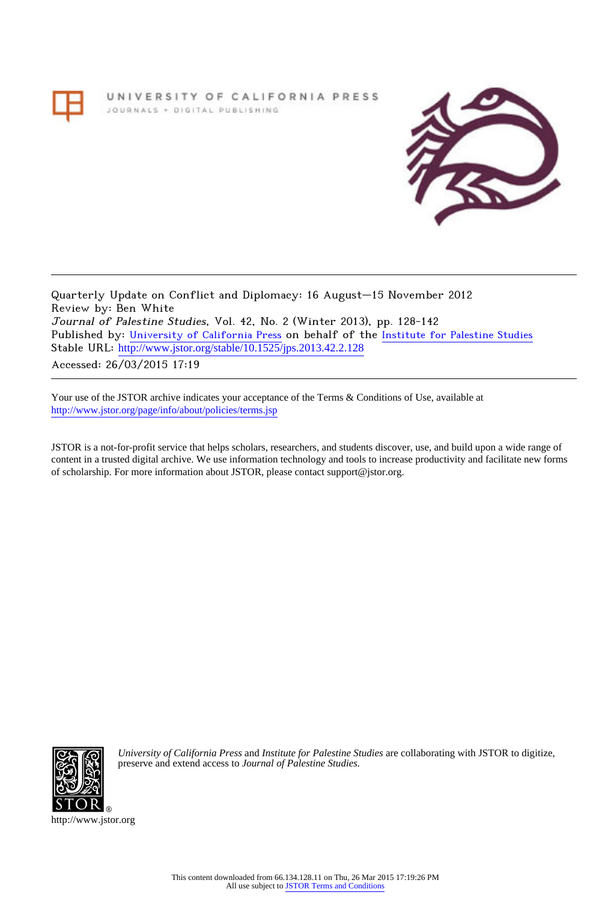UNIVERSITY OF CALIFORNIA PRESS

JOURNALS + DIGITAL PUBLISHING

Quarterly Update on Conflict and Diplomacy: 16 August—15 November 2012

Review by: Ben White

*Journal of Palestine Studies*, Vol. 42, No. 2 (Winter 2013), pp. 128-142

Published by: University of California Press on behalf of the Institute for Palestine Studies

Stable URL: http://www.jstor.org/stable/10.1525/jps.2013.42.2.128

Accessed: 26/03/2015 17:19

Your use of the JSTOR archive indicates your acceptance of the Terms & Conditions of Use, available at http://www.jstor.org/page/info/about/policies/terms.jsp

JSTOR is a not-for-profit service that helps scholars, researchers, and students discover, use, and build upon a wide range of content in a trusted digital archive. We use information technology and tools to increase productivity and facilitate new forms of scholarship. For more information about JSTOR, please contact support@jstor.org.

*University of California Press* and *Institute for Palestine Studies* are collaborating with JSTOR to digitize, preserve and extend access to *Journal of Palestine Studies.*

http://www.jstor.org

This content downloaded from 66.134.128.11 on Thu, 26 Mar 2015 17:19:26 PM
All use subject to JSTOR Terms and Conditions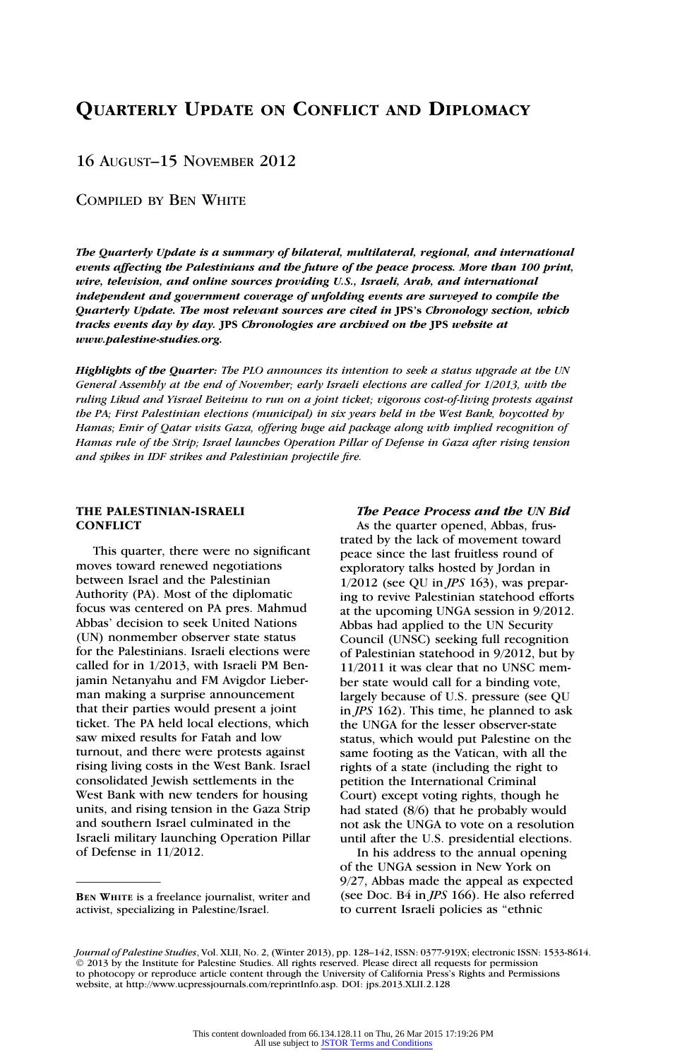# Quarterly Update on Conflict and Diplomacy

## 16 August–15 November 2012

Compiled by Ben White

***The Quarterly Update is a summary of bilateral, multilateral, regional, and international events affecting the Palestinians and the future of the peace process. More than 100 print, wire, television, and online sources providing U.S., Israeli, Arab, and international independent and government coverage of unfolding events are surveyed to compile the Quarterly Update. The most relevant sources are cited in JPS's Chronology section, which tracks events day by day. JPS Chronologies are archived on the JPS website at www.palestine-studies.org.***

***Highlights of the Quarter:*** *The PLO announces its intention to seek a status upgrade at the UN General Assembly at the end of November; early Israeli elections are called for 1/2013, with the ruling Likud and Yisrael Beiteinu to run on a joint ticket; vigorous cost-of-living protests against the PA; First Palestinian elections (municipal) in six years held in the West Bank, boycotted by Hamas; Emir of Qatar visits Gaza, offering huge aid package along with implied recognition of Hamas rule of the Strip; Israel launches Operation Pillar of Defense in Gaza after rising tension and spikes in IDF strikes and Palestinian projectile fire.*

### THE PALESTINIAN-ISRAELI CONFLICT

This quarter, there were no significant moves toward renewed negotiations between Israel and the Palestinian Authority (PA). Most of the diplomatic focus was centered on PA pres. Mahmud Abbas' decision to seek United Nations (UN) nonmember observer state status for the Palestinians. Israeli elections were called for in 1/2013, with Israeli PM Benjamin Netanyahu and FM Avigdor Lieberman making a surprise announcement that their parties would present a joint ticket. The PA held local elections, which saw mixed results for Fatah and low turnout, and there were protests against rising living costs in the West Bank. Israel consolidated Jewish settlements in the West Bank with new tenders for housing units, and rising tension in the Gaza Strip and southern Israel culminated in the Israeli military launching Operation Pillar of Defense in 11/2012.

#### *The Peace Process and the UN Bid*

As the quarter opened, Abbas, frustrated by the lack of movement toward peace since the last fruitless round of exploratory talks hosted by Jordan in 1/2012 (see QU in *JPS* 163), was preparing to revive Palestinian statehood efforts at the upcoming UNGA session in 9/2012. Abbas had applied to the UN Security Council (UNSC) seeking full recognition of Palestinian statehood in 9/2012, but by 11/2011 it was clear that no UNSC member state would call for a binding vote, largely because of U.S. pressure (see QU in *JPS* 162). This time, he planned to ask the UNGA for the lesser observer-state status, which would put Palestine on the same footing as the Vatican, with all the rights of a state (including the right to petition the International Criminal Court) except voting rights, though he had stated (8/6) that he probably would not ask the UNGA to vote on a resolution until after the U.S. presidential elections.

In his address to the annual opening of the UNGA session in New York on 9/27, Abbas made the appeal as expected (see Doc. B4 in *JPS* 166). He also referred to current Israeli policies as "ethnic

---

**Ben White** is a freelance journalist, writer and activist, specializing in Palestine/Israel.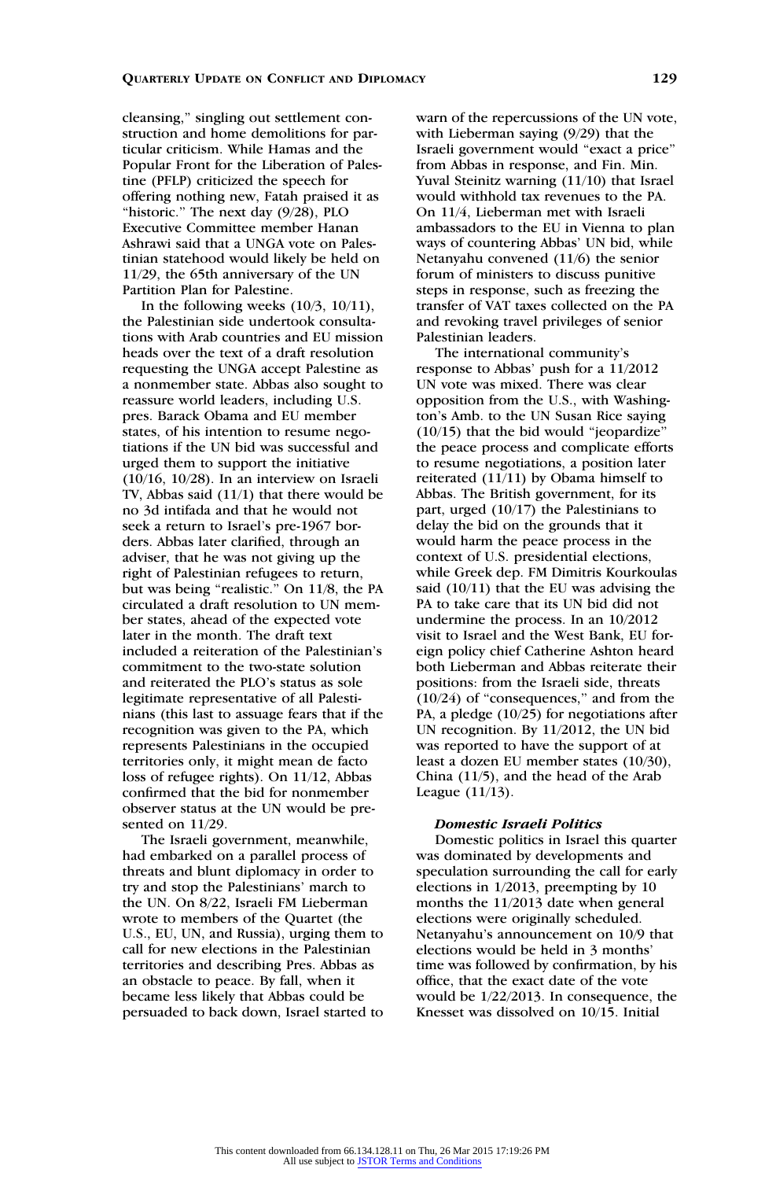cleansing," singling out settlement construction and home demolitions for particular criticism. While Hamas and the Popular Front for the Liberation of Palestine (PFLP) criticized the speech for offering nothing new, Fatah praised it as "historic." The next day (9/28), PLO Executive Committee member Hanan Ashrawi said that a UNGA vote on Palestinian statehood would likely be held on 11/29, the 65th anniversary of the UN Partition Plan for Palestine.

In the following weeks (10/3, 10/11), the Palestinian side undertook consultations with Arab countries and EU mission heads over the text of a draft resolution requesting the UNGA accept Palestine as a nonmember state. Abbas also sought to reassure world leaders, including U.S. pres. Barack Obama and EU member states, of his intention to resume negotiations if the UN bid was successful and urged them to support the initiative (10/16, 10/28). In an interview on Israeli TV, Abbas said (11/1) that there would be no 3d intifada and that he would not seek a return to Israel's pre-1967 borders. Abbas later clarified, through an adviser, that he was not giving up the right of Palestinian refugees to return, but was being "realistic." On 11/8, the PA circulated a draft resolution to UN member states, ahead of the expected vote later in the month. The draft text included a reiteration of the Palestinian's commitment to the two-state solution and reiterated the PLO's status as sole legitimate representative of all Palestinians (this last to assuage fears that if the recognition was given to the PA, which represents Palestinians in the occupied territories only, it might mean de facto loss of refugee rights). On 11/12, Abbas confirmed that the bid for nonmember observer status at the UN would be presented on 11/29.

The Israeli government, meanwhile, had embarked on a parallel process of threats and blunt diplomacy in order to try and stop the Palestinians' march to the UN. On 8/22, Israeli FM Lieberman wrote to members of the Quartet (the U.S., EU, UN, and Russia), urging them to call for new elections in the Palestinian territories and describing Pres. Abbas as an obstacle to peace. By fall, when it became less likely that Abbas could be persuaded to back down, Israel started to warn of the repercussions of the UN vote, with Lieberman saying (9/29) that the Israeli government would "exact a price" from Abbas in response, and Fin. Min. Yuval Steinitz warning (11/10) that Israel would withhold tax revenues to the PA. On 11/4, Lieberman met with Israeli ambassadors to the EU in Vienna to plan ways of countering Abbas' UN bid, while Netanyahu convened (11/6) the senior forum of ministers to discuss punitive steps in response, such as freezing the transfer of VAT taxes collected on the PA and revoking travel privileges of senior Palestinian leaders.

The international community's response to Abbas' push for a 11/2012 UN vote was mixed. There was clear opposition from the U.S., with Washington's Amb. to the UN Susan Rice saying (10/15) that the bid would "jeopardize" the peace process and complicate efforts to resume negotiations, a position later reiterated (11/11) by Obama himself to Abbas. The British government, for its part, urged (10/17) the Palestinians to delay the bid on the grounds that it would harm the peace process in the context of U.S. presidential elections, while Greek dep. FM Dimitris Kourkoulas said (10/11) that the EU was advising the PA to take care that its UN bid did not undermine the process. In an 10/2012 visit to Israel and the West Bank, EU foreign policy chief Catherine Ashton heard both Lieberman and Abbas reiterate their positions: from the Israeli side, threats (10/24) of "consequences," and from the PA, a pledge (10/25) for negotiations after UN recognition. By 11/2012, the UN bid was reported to have the support of at least a dozen EU member states (10/30), China (11/5), and the head of the Arab League (11/13).

### *Domestic Israeli Politics*

Domestic politics in Israel this quarter was dominated by developments and speculation surrounding the call for early elections in 1/2013, preempting by 10 months the 11/2013 date when general elections were originally scheduled. Netanyahu's announcement on 10/9 that elections would be held in 3 months' time was followed by confirmation, by his office, that the exact date of the vote would be 1/22/2013. In consequence, the Knesset was dissolved on 10/15. Initial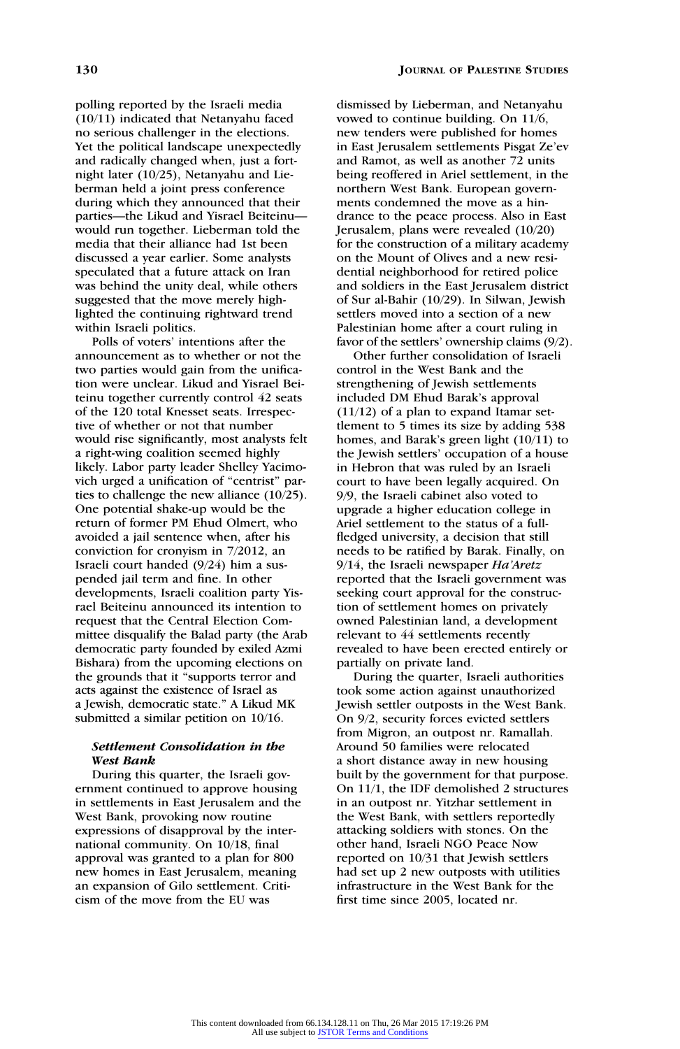polling reported by the Israeli media (10/11) indicated that Netanyahu faced no serious challenger in the elections. Yet the political landscape unexpectedly and radically changed when, just a fortnight later (10/25), Netanyahu and Lieberman held a joint press conference during which they announced that their parties—the Likud and Yisrael Beiteinu—would run together. Lieberman told the media that their alliance had 1st been discussed a year earlier. Some analysts speculated that a future attack on Iran was behind the unity deal, while others suggested that the move merely highlighted the continuing rightward trend within Israeli politics.

Polls of voters' intentions after the announcement as to whether or not the two parties would gain from the unification were unclear. Likud and Yisrael Beiteinu together currently control 42 seats of the 120 total Knesset seats. Irrespective of whether or not that number would rise significantly, most analysts felt a right-wing coalition seemed highly likely. Labor party leader Shelley Yacimovich urged a unification of "centrist" parties to challenge the new alliance (10/25). One potential shake-up would be the return of former PM Ehud Olmert, who avoided a jail sentence when, after his conviction for cronyism in 7/2012, an Israeli court handed (9/24) him a suspended jail term and fine. In other developments, Israeli coalition party Yisrael Beiteinu announced its intention to request that the Central Election Committee disqualify the Balad party (the Arab democratic party founded by exiled Azmi Bishara) from the upcoming elections on the grounds that it "supports terror and acts against the existence of Israel as a Jewish, democratic state." A Likud MK submitted a similar petition on 10/16.

### *Settlement Consolidation in the West Bank*

During this quarter, the Israeli government continued to approve housing in settlements in East Jerusalem and the West Bank, provoking now routine expressions of disapproval by the international community. On 10/18, final approval was granted to a plan for 800 new homes in East Jerusalem, meaning an expansion of Gilo settlement. Criticism of the move from the EU was dismissed by Lieberman, and Netanyahu vowed to continue building. On 11/6, new tenders were published for homes in East Jerusalem settlements Pisgat Ze'ev and Ramot, as well as another 72 units being reoffered in Ariel settlement, in the northern West Bank. European governments condemned the move as a hindrance to the peace process. Also in East Jerusalem, plans were revealed (10/20) for the construction of a military academy on the Mount of Olives and a new residential neighborhood for retired police and soldiers in the East Jerusalem district of Sur al-Bahir (10/29). In Silwan, Jewish settlers moved into a section of a new Palestinian home after a court ruling in favor of the settlers' ownership claims (9/2).

Other further consolidation of Israeli control in the West Bank and the strengthening of Jewish settlements included DM Ehud Barak's approval (11/12) of a plan to expand Itamar settlement to 5 times its size by adding 538 homes, and Barak's green light (10/11) to the Jewish settlers' occupation of a house in Hebron that was ruled by an Israeli court to have been legally acquired. On 9/9, the Israeli cabinet also voted to upgrade a higher education college in Ariel settlement to the status of a full-fledged university, a decision that still needs to be ratified by Barak. Finally, on 9/14, the Israeli newspaper *Ha'Aretz* reported that the Israeli government was seeking court approval for the construction of settlement homes on privately owned Palestinian land, a development relevant to 44 settlements recently revealed to have been erected entirely or partially on private land.

During the quarter, Israeli authorities took some action against unauthorized Jewish settler outposts in the West Bank. On 9/2, security forces evicted settlers from Migron, an outpost nr. Ramallah. Around 50 families were relocated a short distance away in new housing built by the government for that purpose. On 11/1, the IDF demolished 2 structures in an outpost nr. Yitzhar settlement in the West Bank, with settlers reportedly attacking soldiers with stones. On the other hand, Israeli NGO Peace Now reported on 10/31 that Jewish settlers had set up 2 new outposts with utilities infrastructure in the West Bank for the first time since 2005, located nr.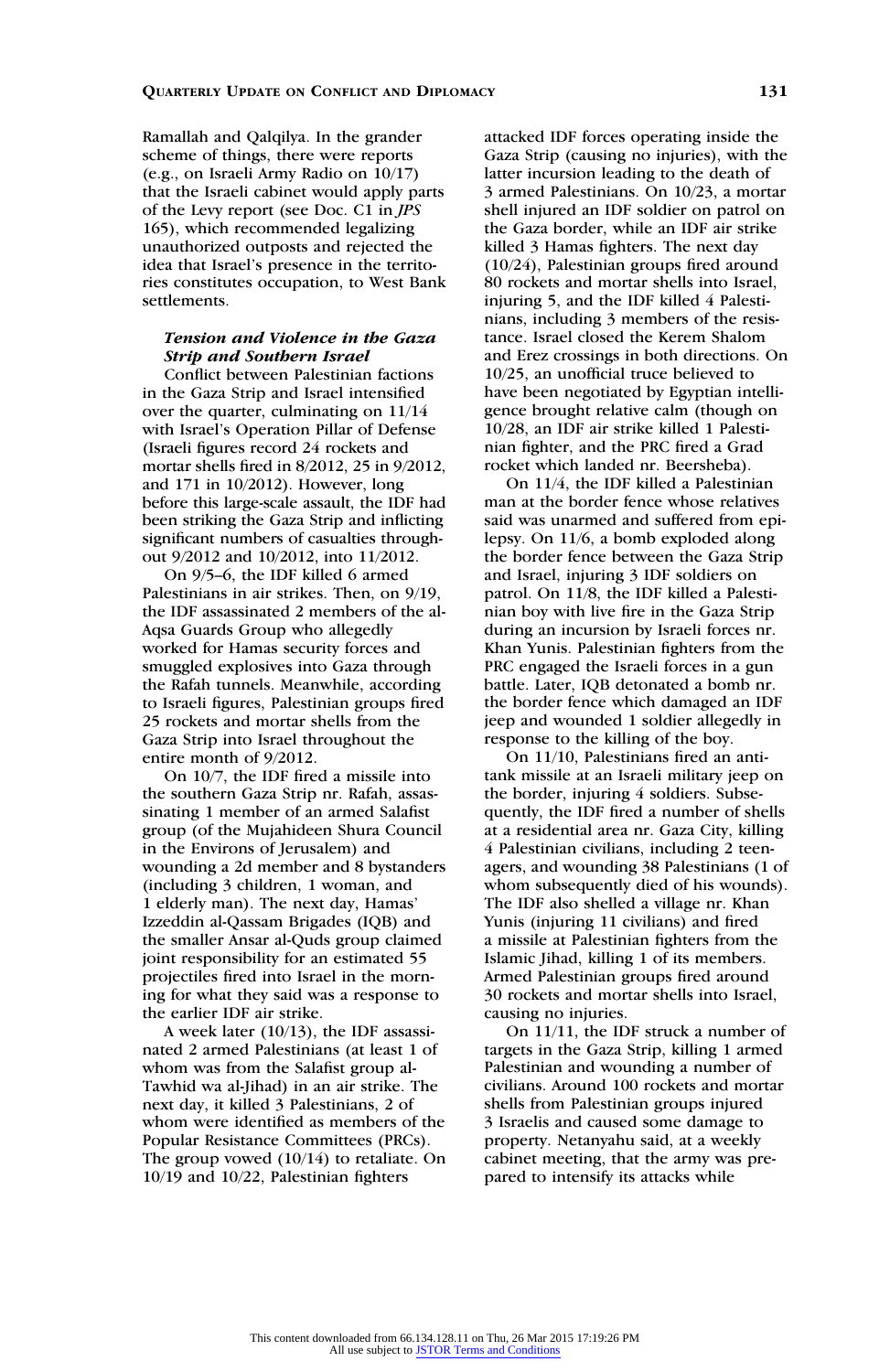Ramallah and Qalqilya. In the grander scheme of things, there were reports (e.g., on Israeli Army Radio on 10/17) that the Israeli cabinet would apply parts of the Levy report (see Doc. C1 in *JPS* 165), which recommended legalizing unauthorized outposts and rejected the idea that Israel's presence in the territories constitutes occupation, to West Bank settlements.

### *Tension and Violence in the Gaza Strip and Southern Israel*

Conflict between Palestinian factions in the Gaza Strip and Israel intensified over the quarter, culminating on 11/14 with Israel's Operation Pillar of Defense (Israeli figures record 24 rockets and mortar shells fired in 8/2012, 25 in 9/2012, and 171 in 10/2012). However, long before this large-scale assault, the IDF had been striking the Gaza Strip and inflicting significant numbers of casualties throughout 9/2012 and 10/2012, into 11/2012.

On 9/5–6, the IDF killed 6 armed Palestinians in air strikes. Then, on 9/19, the IDF assassinated 2 members of the al-Aqsa Guards Group who allegedly worked for Hamas security forces and smuggled explosives into Gaza through the Rafah tunnels. Meanwhile, according to Israeli figures, Palestinian groups fired 25 rockets and mortar shells from the Gaza Strip into Israel throughout the entire month of 9/2012.

On 10/7, the IDF fired a missile into the southern Gaza Strip nr. Rafah, assassinating 1 member of an armed Salafist group (of the Mujahideen Shura Council in the Environs of Jerusalem) and wounding a 2d member and 8 bystanders (including 3 children, 1 woman, and 1 elderly man). The next day, Hamas' Izzeddin al-Qassam Brigades (IQB) and the smaller Ansar al-Quds group claimed joint responsibility for an estimated 55 projectiles fired into Israel in the morning for what they said was a response to the earlier IDF air strike.

A week later (10/13), the IDF assassinated 2 armed Palestinians (at least 1 of whom was from the Salafist group al-Tawhid wa al-Jihad) in an air strike. The next day, it killed 3 Palestinians, 2 of whom were identified as members of the Popular Resistance Committees (PRCs). The group vowed (10/14) to retaliate. On 10/19 and 10/22, Palestinian fighters attacked IDF forces operating inside the Gaza Strip (causing no injuries), with the latter incursion leading to the death of 3 armed Palestinians. On 10/23, a mortar shell injured an IDF soldier on patrol on the Gaza border, while an IDF air strike killed 3 Hamas fighters. The next day (10/24), Palestinian groups fired around 80 rockets and mortar shells into Israel, injuring 5, and the IDF killed 4 Palestinians, including 3 members of the resistance. Israel closed the Kerem Shalom and Erez crossings in both directions. On 10/25, an unofficial truce believed to have been negotiated by Egyptian intelligence brought relative calm (though on 10/28, an IDF air strike killed 1 Palestinian fighter, and the PRC fired a Grad rocket which landed nr. Beersheba).

On 11/4, the IDF killed a Palestinian man at the border fence whose relatives said was unarmed and suffered from epilepsy. On 11/6, a bomb exploded along the border fence between the Gaza Strip and Israel, injuring 3 IDF soldiers on patrol. On 11/8, the IDF killed a Palestinian boy with live fire in the Gaza Strip during an incursion by Israeli forces nr. Khan Yunis. Palestinian fighters from the PRC engaged the Israeli forces in a gun battle. Later, IQB detonated a bomb nr. the border fence which damaged an IDF jeep and wounded 1 soldier allegedly in response to the killing of the boy.

On 11/10, Palestinians fired an anti-tank missile at an Israeli military jeep on the border, injuring 4 soldiers. Subsequently, the IDF fired a number of shells at a residential area nr. Gaza City, killing 4 Palestinian civilians, including 2 teenagers, and wounding 38 Palestinians (1 of whom subsequently died of his wounds). The IDF also shelled a village nr. Khan Yunis (injuring 11 civilians) and fired a missile at Palestinian fighters from the Islamic Jihad, killing 1 of its members. Armed Palestinian groups fired around 30 rockets and mortar shells into Israel, causing no injuries.

On 11/11, the IDF struck a number of targets in the Gaza Strip, killing 1 armed Palestinian and wounding a number of civilians. Around 100 rockets and mortar shells from Palestinian groups injured 3 Israelis and caused some damage to property. Netanyahu said, at a weekly cabinet meeting, that the army was prepared to intensify its attacks while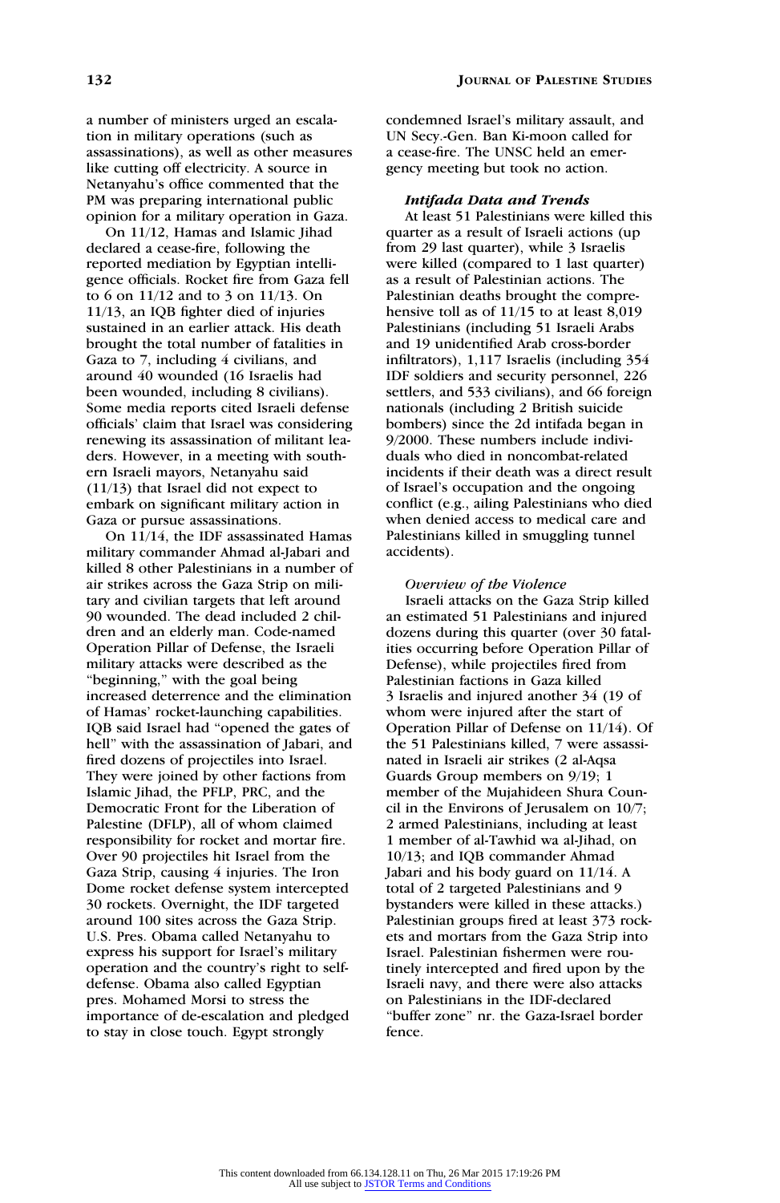a number of ministers urged an escalation in military operations (such as assassinations), as well as other measures like cutting off electricity. A source in Netanyahu's office commented that the PM was preparing international public opinion for a military operation in Gaza.

On 11/12, Hamas and Islamic Jihad declared a cease-fire, following the reported mediation by Egyptian intelligence officials. Rocket fire from Gaza fell to 6 on 11/12 and to 3 on 11/13. On 11/13, an IQB fighter died of injuries sustained in an earlier attack. His death brought the total number of fatalities in Gaza to 7, including 4 civilians, and around 40 wounded (16 Israelis had been wounded, including 8 civilians). Some media reports cited Israeli defense officials' claim that Israel was considering renewing its assassination of militant leaders. However, in a meeting with southern Israeli mayors, Netanyahu said (11/13) that Israel did not expect to embark on significant military action in Gaza or pursue assassinations.

On 11/14, the IDF assassinated Hamas military commander Ahmad al-Jabari and killed 8 other Palestinians in a number of air strikes across the Gaza Strip on military and civilian targets that left around 90 wounded. The dead included 2 children and an elderly man. Code-named Operation Pillar of Defense, the Israeli military attacks were described as the "beginning," with the goal being increased deterrence and the elimination of Hamas' rocket-launching capabilities. IQB said Israel had "opened the gates of hell" with the assassination of Jabari, and fired dozens of projectiles into Israel. They were joined by other factions from Islamic Jihad, the PFLP, PRC, and the Democratic Front for the Liberation of Palestine (DFLP), all of whom claimed responsibility for rocket and mortar fire. Over 90 projectiles hit Israel from the Gaza Strip, causing 4 injuries. The Iron Dome rocket defense system intercepted 30 rockets. Overnight, the IDF targeted around 100 sites across the Gaza Strip. U.S. Pres. Obama called Netanyahu to express his support for Israel's military operation and the country's right to self-defense. Obama also called Egyptian pres. Mohamed Morsi to stress the importance of de-escalation and pledged to stay in close touch. Egypt strongly condemned Israel's military assault, and UN Secy.-Gen. Ban Ki-moon called for a cease-fire. The UNSC held an emergency meeting but took no action.

### *Intifada Data and Trends*

At least 51 Palestinians were killed this quarter as a result of Israeli actions (up from 29 last quarter), while 3 Israelis were killed (compared to 1 last quarter) as a result of Palestinian actions. The Palestinian deaths brought the comprehensive toll as of 11/15 to at least 8,019 Palestinians (including 51 Israeli Arabs and 19 unidentified Arab cross-border infiltrators), 1,117 Israelis (including 354 IDF soldiers and security personnel, 226 settlers, and 533 civilians), and 66 foreign nationals (including 2 British suicide bombers) since the 2d intifada began in 9/2000. These numbers include individuals who died in noncombat-related incidents if their death was a direct result of Israel's occupation and the ongoing conflict (e.g., ailing Palestinians who died when denied access to medical care and Palestinians killed in smuggling tunnel accidents).

#### *Overview of the Violence*

Israeli attacks on the Gaza Strip killed an estimated 51 Palestinians and injured dozens during this quarter (over 30 fatalities occurring before Operation Pillar of Defense), while projectiles fired from Palestinian factions in Gaza killed 3 Israelis and injured another 34 (19 of whom were injured after the start of Operation Pillar of Defense on 11/14). Of the 51 Palestinians killed, 7 were assassinated in Israeli air strikes (2 al-Aqsa Guards Group members on 9/19; 1 member of the Mujahideen Shura Council in the Environs of Jerusalem on 10/7; 2 armed Palestinians, including at least 1 member of al-Tawhid wa al-Jihad, on 10/13; and IQB commander Ahmad Jabari and his body guard on 11/14. A total of 2 targeted Palestinians and 9 bystanders were killed in these attacks.) Palestinian groups fired at least 373 rockets and mortars from the Gaza Strip into Israel. Palestinian fishermen were routinely intercepted and fired upon by the Israeli navy, and there were also attacks on Palestinians in the IDF-declared "buffer zone" nr. the Gaza-Israel border fence.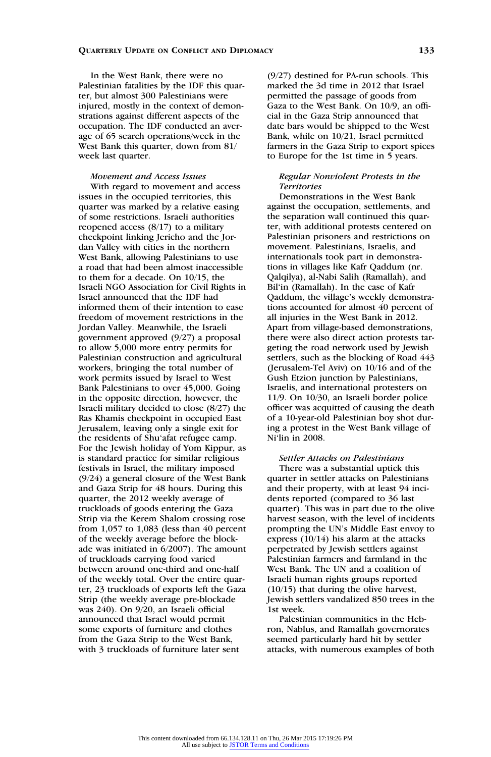In the West Bank, there were no Palestinian fatalities by the IDF this quarter, but almost 300 Palestinians were injured, mostly in the context of demonstrations against different aspects of the occupation. The IDF conducted an average of 65 search operations/week in the West Bank this quarter, down from 81/week last quarter.

*Movement and Access Issues*

With regard to movement and access issues in the occupied territories, this quarter was marked by a relative easing of some restrictions. Israeli authorities reopened access (8/17) to a military checkpoint linking Jericho and the Jordan Valley with cities in the northern West Bank, allowing Palestinians to use a road that had been almost inaccessible to them for a decade. On 10/15, the Israeli NGO Association for Civil Rights in Israel announced that the IDF had informed them of their intention to ease freedom of movement restrictions in the Jordan Valley. Meanwhile, the Israeli government approved (9/27) a proposal to allow 5,000 more entry permits for Palestinian construction and agricultural workers, bringing the total number of work permits issued by Israel to West Bank Palestinians to over 45,000. Going in the opposite direction, however, the Israeli military decided to close (8/27) the Ras Khamis checkpoint in occupied East Jerusalem, leaving only a single exit for the residents of Shu'afat refugee camp. For the Jewish holiday of Yom Kippur, as is standard practice for similar religious festivals in Israel, the military imposed (9/24) a general closure of the West Bank and Gaza Strip for 48 hours. During this quarter, the 2012 weekly average of truckloads of goods entering the Gaza Strip via the Kerem Shalom crossing rose from 1,057 to 1,083 (less than 40 percent of the weekly average before the blockade was initiated in 6/2007). The amount of truckloads carrying food varied between around one-third and one-half of the weekly total. Over the entire quarter, 23 truckloads of exports left the Gaza Strip (the weekly average pre-blockade was 240). On 9/20, an Israeli official announced that Israel would permit some exports of furniture and clothes from the Gaza Strip to the West Bank, with 3 truckloads of furniture later sent (9/27) destined for PA-run schools. This marked the 3d time in 2012 that Israel permitted the passage of goods from Gaza to the West Bank. On 10/9, an official in the Gaza Strip announced that date bars would be shipped to the West Bank, while on 10/21, Israel permitted farmers in the Gaza Strip to export spices to Europe for the 1st time in 5 years.

*Regular Nonviolent Protests in the Territories*

Demonstrations in the West Bank against the occupation, settlements, and the separation wall continued this quarter, with additional protests centered on Palestinian prisoners and restrictions on movement. Palestinians, Israelis, and internationals took part in demonstrations in villages like Kafr Qaddum (nr. Qalqilya), al-Nabi Salih (Ramallah), and Bil'in (Ramallah). In the case of Kafr Qaddum, the village's weekly demonstrations accounted for almost 40 percent of all injuries in the West Bank in 2012. Apart from village-based demonstrations, there were also direct action protests targeting the road network used by Jewish settlers, such as the blocking of Road 443 (Jerusalem-Tel Aviv) on 10/16 and of the Gush Etzion junction by Palestinians, Israelis, and international protesters on 11/9. On 10/30, an Israeli border police officer was acquitted of causing the death of a 10-year-old Palestinian boy shot during a protest in the West Bank village of Ni'lin in 2008.

*Settler Attacks on Palestinians*

There was a substantial uptick this quarter in settler attacks on Palestinians and their property, with at least 94 incidents reported (compared to 36 last quarter). This was in part due to the olive harvest season, with the level of incidents prompting the UN's Middle East envoy to express (10/14) his alarm at the attacks perpetrated by Jewish settlers against Palestinian farmers and farmland in the West Bank. The UN and a coalition of Israeli human rights groups reported (10/15) that during the olive harvest, Jewish settlers vandalized 850 trees in the 1st week.

Palestinian communities in the Hebron, Nablus, and Ramallah governorates seemed particularly hard hit by settler attacks, with numerous examples of both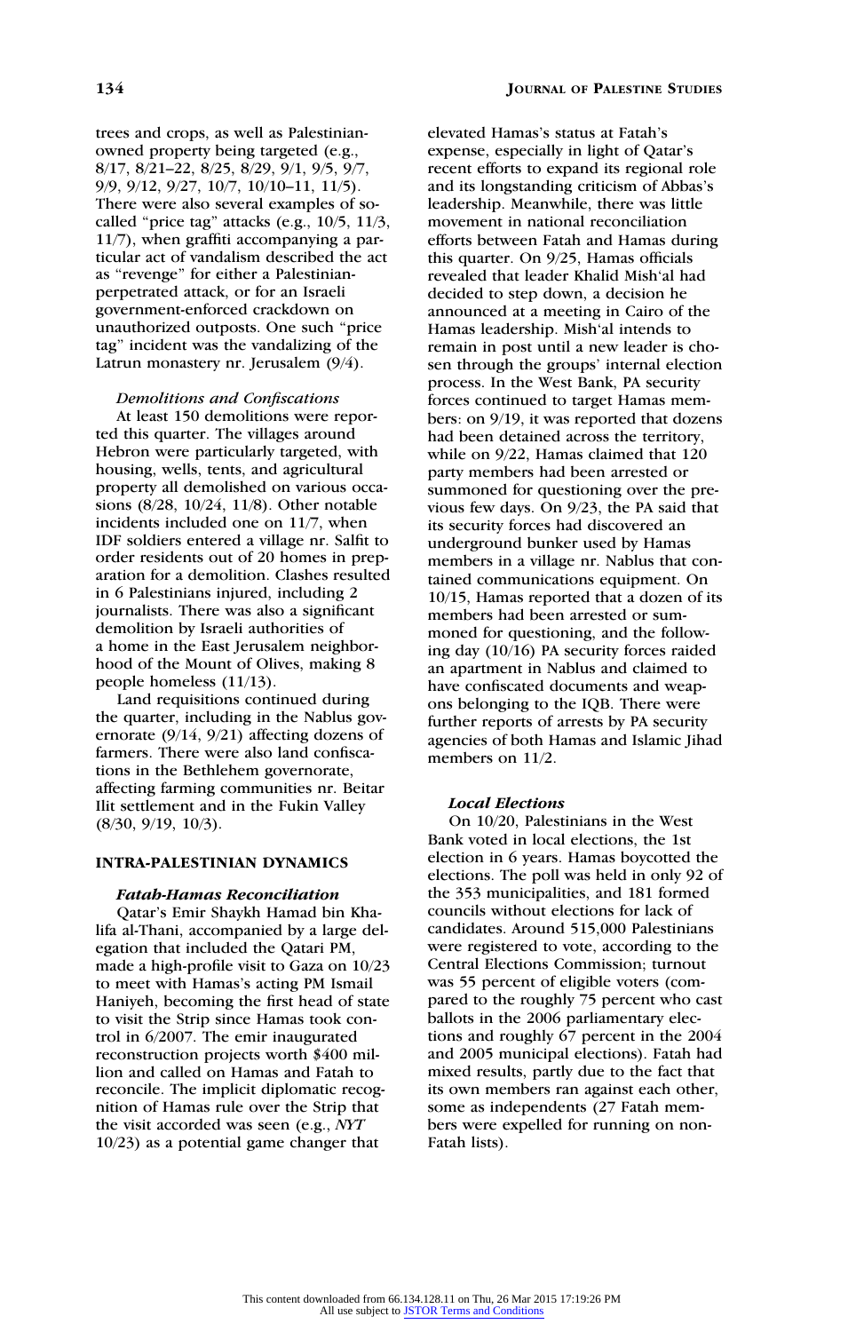trees and crops, as well as Palestinian-owned property being targeted (e.g., 8/17, 8/21–22, 8/25, 8/29, 9/1, 9/5, 9/7, 9/9, 9/12, 9/27, 10/7, 10/10–11, 11/5). There were also several examples of so-called "price tag" attacks (e.g., 10/5, 11/3, 11/7), when graffiti accompanying a particular act of vandalism described the act as "revenge" for either a Palestinian-perpetrated attack, or for an Israeli government-enforced crackdown on unauthorized outposts. One such "price tag" incident was the vandalizing of the Latrun monastery nr. Jerusalem (9/4).

*Demolitions and Confiscations*

At least 150 demolitions were reported this quarter. The villages around Hebron were particularly targeted, with housing, wells, tents, and agricultural property all demolished on various occasions (8/28, 10/24, 11/8). Other notable incidents included one on 11/7, when IDF soldiers entered a village nr. Salfit to order residents out of 20 homes in preparation for a demolition. Clashes resulted in 6 Palestinians injured, including 2 journalists. There was also a significant demolition by Israeli authorities of a home in the East Jerusalem neighborhood of the Mount of Olives, making 8 people homeless (11/13).

Land requisitions continued during the quarter, including in the Nablus governorate (9/14, 9/21) affecting dozens of farmers. There were also land confiscations in the Bethlehem governorate, affecting farming communities nr. Beitar Ilit settlement and in the Fukin Valley (8/30, 9/19, 10/3).

## INTRA-PALESTINIAN DYNAMICS

***Fatah-Hamas Reconciliation***

Qatar's Emir Shaykh Hamad bin Khalifa al-Thani, accompanied by a large delegation that included the Qatari PM, made a high-profile visit to Gaza on 10/23 to meet with Hamas's acting PM Ismail Haniyeh, becoming the first head of state to visit the Strip since Hamas took control in 6/2007. The emir inaugurated reconstruction projects worth $400 million and called on Hamas and Fatah to reconcile. The implicit diplomatic recognition of Hamas rule over the Strip that the visit accorded was seen (e.g., *NYT* 10/23) as a potential game changer that elevated Hamas's status at Fatah's expense, especially in light of Qatar's recent efforts to expand its regional role and its longstanding criticism of Abbas's leadership. Meanwhile, there was little movement in national reconciliation efforts between Fatah and Hamas during this quarter. On 9/25, Hamas officials revealed that leader Khalid Mish'al had decided to step down, a decision he announced at a meeting in Cairo of the Hamas leadership. Mish'al intends to remain in post until a new leader is chosen through the groups' internal election process. In the West Bank, PA security forces continued to target Hamas members: on 9/19, it was reported that dozens had been detained across the territory, while on 9/22, Hamas claimed that 120 party members had been arrested or summoned for questioning over the previous few days. On 9/23, the PA said that its security forces had discovered an underground bunker used by Hamas members in a village nr. Nablus that contained communications equipment. On 10/15, Hamas reported that a dozen of its members had been arrested or summoned for questioning, and the following day (10/16) PA security forces raided an apartment in Nablus and claimed to have confiscated documents and weapons belonging to the IQB. There were further reports of arrests by PA security agencies of both Hamas and Islamic Jihad members on 11/2.

***Local Elections***

On 10/20, Palestinians in the West Bank voted in local elections, the 1st election in 6 years. Hamas boycotted the elections. The poll was held in only 92 of the 353 municipalities, and 181 formed councils without elections for lack of candidates. Around 515,000 Palestinians were registered to vote, according to the Central Elections Commission; turnout was 55 percent of eligible voters (compared to the roughly 75 percent who cast ballots in the 2006 parliamentary elections and roughly 67 percent in the 2004 and 2005 municipal elections). Fatah had mixed results, partly due to the fact that its own members ran against each other, some as independents (27 Fatah members were expelled for running on non-Fatah lists).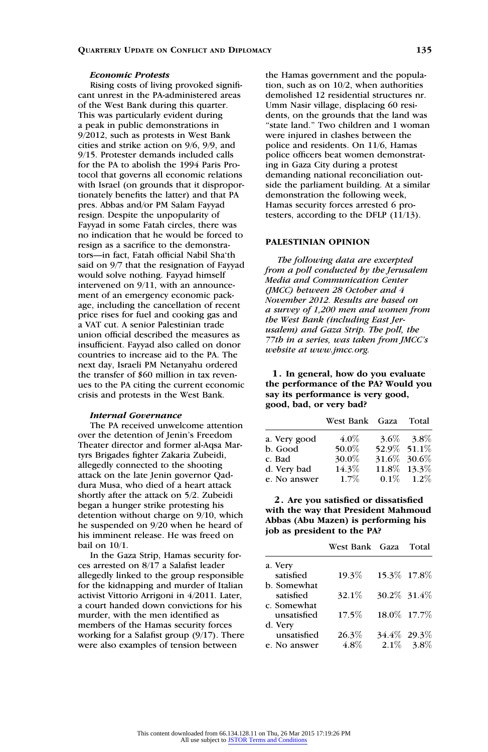#### *Economic Protests*

Rising costs of living provoked significant unrest in the PA-administered areas of the West Bank during this quarter. This was particularly evident during a peak in public demonstrations in 9/2012, such as protests in West Bank cities and strike action on 9/6, 9/9, and 9/15. Protester demands included calls for the PA to abolish the 1994 Paris Protocol that governs all economic relations with Israel (on grounds that it disproportionately benefits the latter) and that PA pres. Abbas and/or PM Salam Fayyad resign. Despite the unpopularity of Fayyad in some Fatah circles, there was no indication that he would be forced to resign as a sacrifice to the demonstrators—in fact, Fatah official Nabil Sha'th said on 9/7 that the resignation of Fayyad would solve nothing. Fayyad himself intervened on 9/11, with an announcement of an emergency economic package, including the cancellation of recent price rises for fuel and cooking gas and a VAT cut. A senior Palestinian trade union official described the measures as insufficient. Fayyad also called on donor countries to increase aid to the PA. The next day, Israeli PM Netanyahu ordered the transfer of $60 million in tax revenues to the PA citing the current economic crisis and protests in the West Bank.

#### *Internal Governance*

The PA received unwelcome attention over the detention of Jenin's Freedom Theater director and former al-Aqsa Martyrs Brigades fighter Zakaria Zubeidi, allegedly connected to the shooting attack on the late Jenin governor Qaddura Musa, who died of a heart attack shortly after the attack on 5/2. Zubeidi began a hunger strike protesting his detention without charge on 9/10, which he suspended on 9/20 when he heard of his imminent release. He was freed on bail on 10/1.

In the Gaza Strip, Hamas security forces arrested on 8/17 a Salafist leader allegedly linked to the group responsible for the kidnapping and murder of Italian activist Vittorio Arrigoni in 4/2011. Later, a court handed down convictions for his murder, with the men identified as members of the Hamas security forces working for a Salafist group (9/17). There were also examples of tension between the Hamas government and the population, such as on 10/2, when authorities demolished 12 residential structures nr. Umm Nasir village, displacing 60 residents, on the grounds that the land was "state land." Two children and 1 woman were injured in clashes between the police and residents. On 11/6, Hamas police officers beat women demonstrating in Gaza City during a protest demanding national reconciliation outside the parliament building. At a similar demonstration the following week, Hamas security forces arrested 6 protesters, according to the DFLP (11/13).

### PALESTINIAN OPINION

*The following data are excerpted from a poll conducted by the Jerusalem Media and Communication Center (JMCC) between 28 October and 4 November 2012. Results are based on a survey of 1,200 men and women from the West Bank (including East Jerusalem) and Gaza Strip. The poll, the 77th in a series, was taken from JMCC's website at www.jmcc.org.*

**1. In general, how do you evaluate the performance of the PA? Would you say its performance is very good, good, bad, or very bad?**

| | West Bank | Gaza | Total |
|---|---|---|---|
| a. Very good | 4.0% | 3.6% | 3.8% |
| b. Good | 50.0% | 52.9% | 51.1% |
| c. Bad | 30.0% | 31.6% | 30.6% |
| d. Very bad | 14.3% | 11.8% | 13.3% |
| e. No answer | 1.7% | 0.1% | 1.2% |

**2. Are you satisfied or dissatisfied with the way that President Mahmoud Abbas (Abu Mazen) is performing his job as president to the PA?**

| | West Bank | Gaza | Total |
|---|---|---|---|
| a. Very satisfied | 19.3% | 15.3% | 17.8% |
| b. Somewhat satisfied | 32.1% | 30.2% | 31.4% |
| c. Somewhat unsatisfied | 17.5% | 18.0% | 17.7% |
| d. Very unsatisfied | 26.3% | 34.4% | 29.3% |
| e. No answer | 4.8% | 2.1% | 3.8% |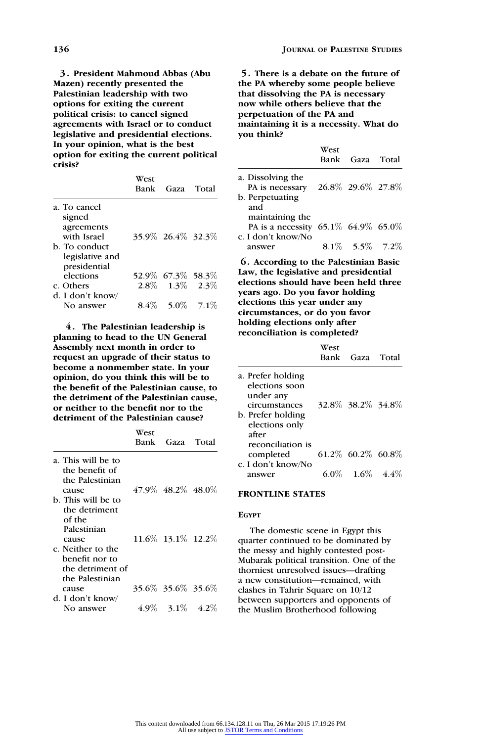**3. President Mahmoud Abbas (Abu Mazen) recently presented the Palestinian leadership with two options for exiting the current political crisis: to cancel signed agreements with Israel or to conduct legislative and presidential elections. In your opinion, what is the best option for exiting the current political crisis?**

| | West Bank | Gaza | Total |
|---|---|---|---|
| a. To cancel signed agreements with Israel | 35.9% | 26.4% | 32.3% |
| b. To conduct legislative and presidential elections | 52.9% | 67.3% | 58.3% |
| c. Others | 2.8% | 1.3% | 2.3% |
| d. I don't know/ No answer | 8.4% | 5.0% | 7.1% |

**4. The Palestinian leadership is planning to head to the UN General Assembly next month in order to request an upgrade of their status to become a nonmember state. In your opinion, do you think this will be to the benefit of the Palestinian cause, to the detriment of the Palestinian cause, or neither to the benefit nor to the detriment of the Palestinian cause?**

| | West Bank | Gaza | Total |
|---|---|---|---|
| a. This will be to the benefit of the Palestinian cause | 47.9% | 48.2% | 48.0% |
| b. This will be to the detriment of the Palestinian cause | 11.6% | 13.1% | 12.2% |
| c. Neither to the benefit nor to the detriment of the Palestinian cause | 35.6% | 35.6% | 35.6% |
| d. I don't know/ No answer | 4.9% | 3.1% | 4.2% |

**5. There is a debate on the future of the PA whereby some people believe that dissolving the PA is necessary now while others believe that the perpetuation of the PA and maintaining it is a necessity. What do you think?**

| | West Bank | Gaza | Total |
|---|---|---|---|
| a. Dissolving the PA is necessary | 26.8% | 29.6% | 27.8% |
| b. Perpetuating and maintaining the PA is a necessity | 65.1% | 64.9% | 65.0% |
| c. I don't know/No answer | 8.1% | 5.5% | 7.2% |

**6. According to the Palestinian Basic Law, the legislative and presidential elections should have been held three years ago. Do you favor holding elections this year under any circumstances, or do you favor holding elections only after reconciliation is completed?**

| | West Bank | Gaza | Total |
|---|---|---|---|
| a. Prefer holding elections soon under any circumstances | 32.8% | 38.2% | 34.8% |
| b. Prefer holding elections only after reconciliation is completed | 61.2% | 60.2% | 60.8% |
| c. I don't know/No answer | 6.0% | 1.6% | 4.4% |

## FRONTLINE STATES

### Egypt

The domestic scene in Egypt this quarter continued to be dominated by the messy and highly contested post-Mubarak political transition. One of the thorniest unresolved issues—drafting a new constitution—remained, with clashes in Tahrir Square on 10/12 between supporters and opponents of the Muslim Brotherhood following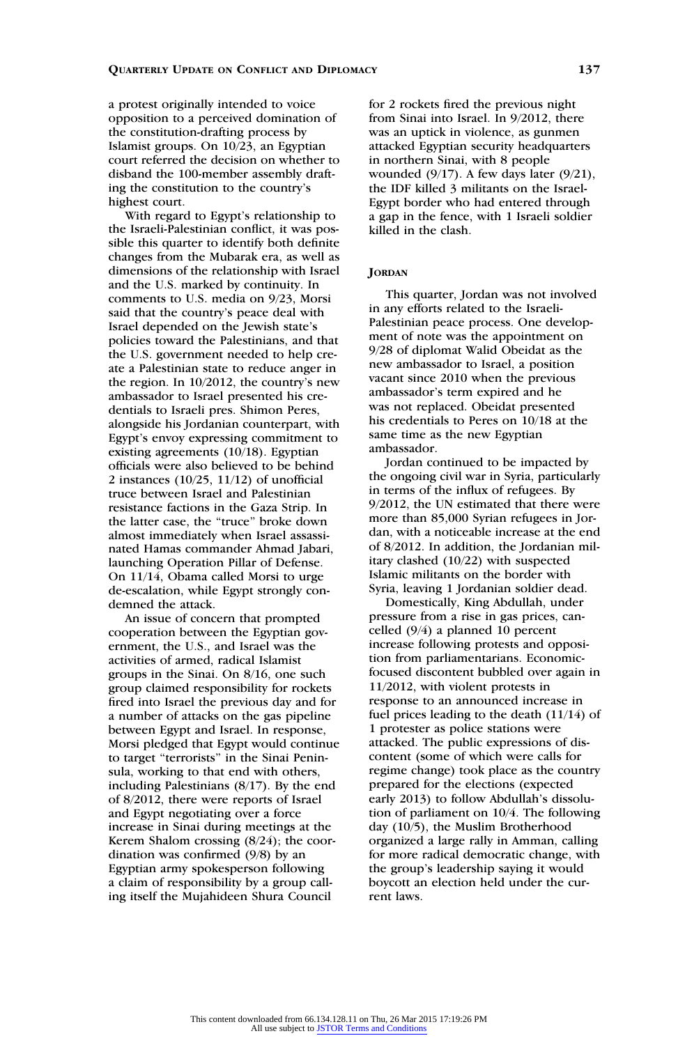a protest originally intended to voice opposition to a perceived domination of the constitution-drafting process by Islamist groups. On 10/23, an Egyptian court referred the decision on whether to disband the 100-member assembly drafting the constitution to the country's highest court.

With regard to Egypt's relationship to the Israeli-Palestinian conflict, it was possible this quarter to identify both definite changes from the Mubarak era, as well as dimensions of the relationship with Israel and the U.S. marked by continuity. In comments to U.S. media on 9/23, Morsi said that the country's peace deal with Israel depended on the Jewish state's policies toward the Palestinians, and that the U.S. government needed to help create a Palestinian state to reduce anger in the region. In 10/2012, the country's new ambassador to Israel presented his credentials to Israeli pres. Shimon Peres, alongside his Jordanian counterpart, with Egypt's envoy expressing commitment to existing agreements (10/18). Egyptian officials were also believed to be behind 2 instances (10/25, 11/12) of unofficial truce between Israel and Palestinian resistance factions in the Gaza Strip. In the latter case, the "truce" broke down almost immediately when Israel assassinated Hamas commander Ahmad Jabari, launching Operation Pillar of Defense. On 11/14, Obama called Morsi to urge de-escalation, while Egypt strongly condemned the attack.

An issue of concern that prompted cooperation between the Egyptian government, the U.S., and Israel was the activities of armed, radical Islamist groups in the Sinai. On 8/16, one such group claimed responsibility for rockets fired into Israel the previous day and for a number of attacks on the gas pipeline between Egypt and Israel. In response, Morsi pledged that Egypt would continue to target "terrorists" in the Sinai Peninsula, working to that end with others, including Palestinians (8/17). By the end of 8/2012, there were reports of Israel and Egypt negotiating over a force increase in Sinai during meetings at the Kerem Shalom crossing (8/24); the coordination was confirmed (9/8) by an Egyptian army spokesperson following a claim of responsibility by a group calling itself the Mujahideen Shura Council for 2 rockets fired the previous night from Sinai into Israel. In 9/2012, there was an uptick in violence, as gunmen attacked Egyptian security headquarters in northern Sinai, with 8 people wounded (9/17). A few days later (9/21), the IDF killed 3 militants on the Israel-Egypt border who had entered through a gap in the fence, with 1 Israeli soldier killed in the clash.

## Jordan

This quarter, Jordan was not involved in any efforts related to the Israeli-Palestinian peace process. One development of note was the appointment on 9/28 of diplomat Walid Obeidat as the new ambassador to Israel, a position vacant since 2010 when the previous ambassador's term expired and he was not replaced. Obeidat presented his credentials to Peres on 10/18 at the same time as the new Egyptian ambassador.

Jordan continued to be impacted by the ongoing civil war in Syria, particularly in terms of the influx of refugees. By 9/2012, the UN estimated that there were more than 85,000 Syrian refugees in Jordan, with a noticeable increase at the end of 8/2012. In addition, the Jordanian military clashed (10/22) with suspected Islamic militants on the border with Syria, leaving 1 Jordanian soldier dead.

Domestically, King Abdullah, under pressure from a rise in gas prices, cancelled (9/4) a planned 10 percent increase following protests and opposition from parliamentarians. Economic-focused discontent bubbled over again in 11/2012, with violent protests in response to an announced increase in fuel prices leading to the death (11/14) of 1 protester as police stations were attacked. The public expressions of discontent (some of which were calls for regime change) took place as the country prepared for the elections (expected early 2013) to follow Abdullah's dissolution of parliament on 10/4. The following day (10/5), the Muslim Brotherhood organized a large rally in Amman, calling for more radical democratic change, with the group's leadership saying it would boycott an election held under the current laws.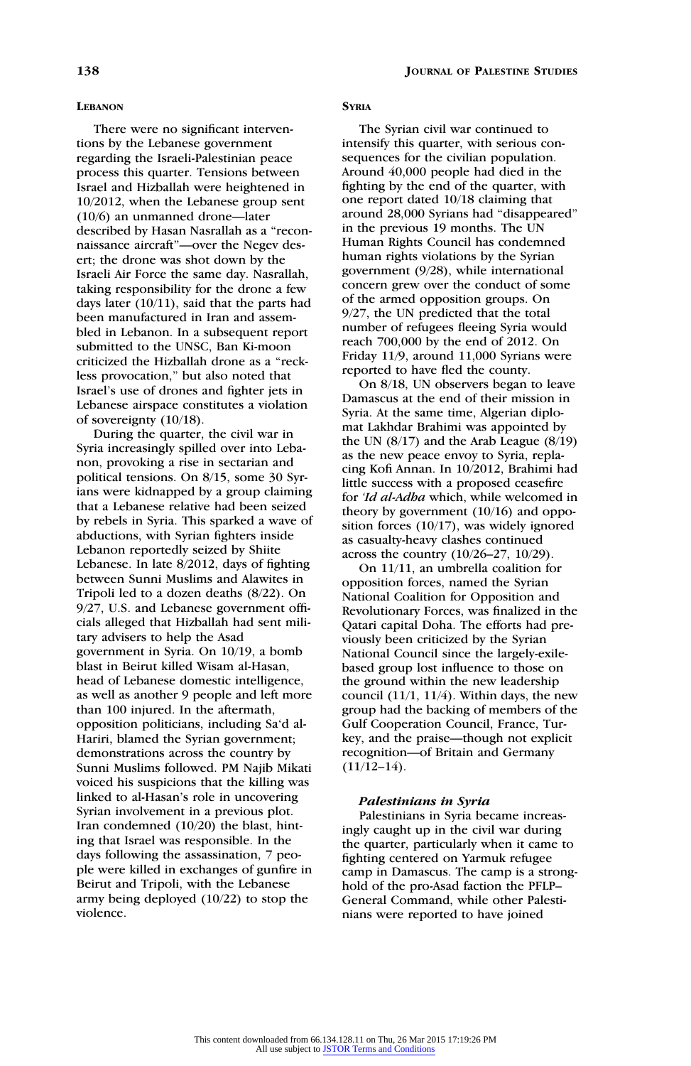### LEBANON

There were no significant interventions by the Lebanese government regarding the Israeli-Palestinian peace process this quarter. Tensions between Israel and Hizballah were heightened in 10/2012, when the Lebanese group sent (10/6) an unmanned drone—later described by Hasan Nasrallah as a "reconnaissance aircraft"—over the Negev desert; the drone was shot down by the Israeli Air Force the same day. Nasrallah, taking responsibility for the drone a few days later (10/11), said that the parts had been manufactured in Iran and assembled in Lebanon. In a subsequent report submitted to the UNSC, Ban Ki-moon criticized the Hizballah drone as a "reckless provocation," but also noted that Israel's use of drones and fighter jets in Lebanese airspace constitutes a violation of sovereignty (10/18).

During the quarter, the civil war in Syria increasingly spilled over into Lebanon, provoking a rise in sectarian and political tensions. On 8/15, some 30 Syrians were kidnapped by a group claiming that a Lebanese relative had been seized by rebels in Syria. This sparked a wave of abductions, with Syrian fighters inside Lebanon reportedly seized by Shiite Lebanese. In late 8/2012, days of fighting between Sunni Muslims and Alawites in Tripoli led to a dozen deaths (8/22). On 9/27, U.S. and Lebanese government officials alleged that Hizballah had sent military advisers to help the Asad government in Syria. On 10/19, a bomb blast in Beirut killed Wisam al-Hasan, head of Lebanese domestic intelligence, as well as another 9 people and left more than 100 injured. In the aftermath, opposition politicians, including Sa'd al-Hariri, blamed the Syrian government; demonstrations across the country by Sunni Muslims followed. PM Najib Mikati voiced his suspicions that the killing was linked to al-Hasan's role in uncovering Syrian involvement in a previous plot. Iran condemned (10/20) the blast, hinting that Israel was responsible. In the days following the assassination, 7 people were killed in exchanges of gunfire in Beirut and Tripoli, with the Lebanese army being deployed (10/22) to stop the violence.

### SYRIA

The Syrian civil war continued to intensify this quarter, with serious consequences for the civilian population. Around 40,000 people had died in the fighting by the end of the quarter, with one report dated 10/18 claiming that around 28,000 Syrians had "disappeared" in the previous 19 months. The UN Human Rights Council has condemned human rights violations by the Syrian government (9/28), while international concern grew over the conduct of some of the armed opposition groups. On 9/27, the UN predicted that the total number of refugees fleeing Syria would reach 700,000 by the end of 2012. On Friday 11/9, around 11,000 Syrians were reported to have fled the county.

On 8/18, UN observers began to leave Damascus at the end of their mission in Syria. At the same time, Algerian diplomat Lakhdar Brahimi was appointed by the UN (8/17) and the Arab League (8/19) as the new peace envoy to Syria, replacing Kofi Annan. In 10/2012, Brahimi had little success with a proposed ceasefire for *'Id al-Adha* which, while welcomed in theory by government (10/16) and opposition forces (10/17), was widely ignored as casualty-heavy clashes continued across the country (10/26–27, 10/29).

On 11/11, an umbrella coalition for opposition forces, named the Syrian National Coalition for Opposition and Revolutionary Forces, was finalized in the Qatari capital Doha. The efforts had previously been criticized by the Syrian National Council since the largely-exile-based group lost influence to those on the ground within the new leadership council (11/1, 11/4). Within days, the new group had the backing of members of the Gulf Cooperation Council, France, Turkey, and the praise—though not explicit recognition—of Britain and Germany (11/12–14).

#### *Palestinians in Syria*

Palestinians in Syria became increasingly caught up in the civil war during the quarter, particularly when it came to fighting centered on Yarmuk refugee camp in Damascus. The camp is a stronghold of the pro-Asad faction the PFLP–General Command, while other Palestinians were reported to have joined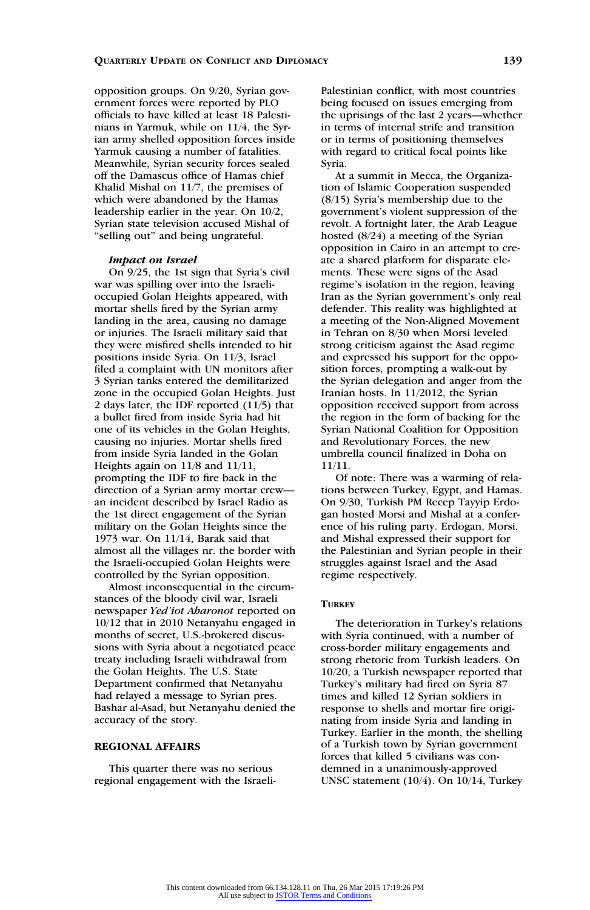opposition groups. On 9/20, Syrian government forces were reported by PLO officials to have killed at least 18 Palestinians in Yarmuk, while on 11/4, the Syrian army shelled opposition forces inside Yarmuk causing a number of fatalities. Meanwhile, Syrian security forces sealed off the Damascus office of Hamas chief Khalid Mishal on 11/7, the premises of which were abandoned by the Hamas leadership earlier in the year. On 10/2, Syrian state television accused Mishal of "selling out" and being ungrateful.

#### *Impact on Israel*

On 9/25, the 1st sign that Syria's civil war was spilling over into the Israeli-occupied Golan Heights appeared, with mortar shells fired by the Syrian army landing in the area, causing no damage or injuries. The Israeli military said that they were misfired shells intended to hit positions inside Syria. On 11/3, Israel filed a complaint with UN monitors after 3 Syrian tanks entered the demilitarized zone in the occupied Golan Heights. Just 2 days later, the IDF reported (11/5) that a bullet fired from inside Syria had hit one of its vehicles in the Golan Heights, causing no injuries. Mortar shells fired from inside Syria landed in the Golan Heights again on 11/8 and 11/11, prompting the IDF to fire back in the direction of a Syrian army mortar crew—an incident described by Israel Radio as the 1st direct engagement of the Syrian military on the Golan Heights since the 1973 war. On 11/14, Barak said that almost all the villages nr. the border with the Israeli-occupied Golan Heights were controlled by the Syrian opposition.

Almost inconsequential in the circumstances of the bloody civil war, Israeli newspaper *Yed'iot Aharonot* reported on 10/12 that in 2010 Netanyahu engaged in months of secret, U.S.-brokered discussions with Syria about a negotiated peace treaty including Israeli withdrawal from the Golan Heights. The U.S. State Department confirmed that Netanyahu had relayed a message to Syrian pres. Bashar al-Asad, but Netanyahu denied the accuracy of the story.

### REGIONAL AFFAIRS

This quarter there was no serious regional engagement with the Israeli-Palestinian conflict, with most countries being focused on issues emerging from the uprisings of the last 2 years—whether in terms of internal strife and transition or in terms of positioning themselves with regard to critical focal points like Syria.

At a summit in Mecca, the Organization of Islamic Cooperation suspended (8/15) Syria's membership due to the government's violent suppression of the revolt. A fortnight later, the Arab League hosted (8/24) a meeting of the Syrian opposition in Cairo in an attempt to create a shared platform for disparate elements. These were signs of the Asad regime's isolation in the region, leaving Iran as the Syrian government's only real defender. This reality was highlighted at a meeting of the Non-Aligned Movement in Tehran on 8/30 when Morsi leveled strong criticism against the Asad regime and expressed his support for the opposition forces, prompting a walk-out by the Syrian delegation and anger from the Iranian hosts. In 11/2012, the Syrian opposition received support from across the region in the form of backing for the Syrian National Coalition for Opposition and Revolutionary Forces, the new umbrella council finalized in Doha on 11/11.

Of note: There was a warming of relations between Turkey, Egypt, and Hamas. On 9/30, Turkish PM Recep Tayyip Erdogan hosted Morsi and Mishal at a conference of his ruling party. Erdogan, Morsi, and Mishal expressed their support for the Palestinian and Syrian people in their struggles against Israel and the Asad regime respectively.

#### TURKEY

The deterioration in Turkey's relations with Syria continued, with a number of cross-border military engagements and strong rhetoric from Turkish leaders. On 10/20, a Turkish newspaper reported that Turkey's military had fired on Syria 87 times and killed 12 Syrian soldiers in response to shells and mortar fire originating from inside Syria and landing in Turkey. Earlier in the month, the shelling of a Turkish town by Syrian government forces that killed 5 civilians was condemned in a unanimously-approved UNSC statement (10/4). On 10/14, Turkey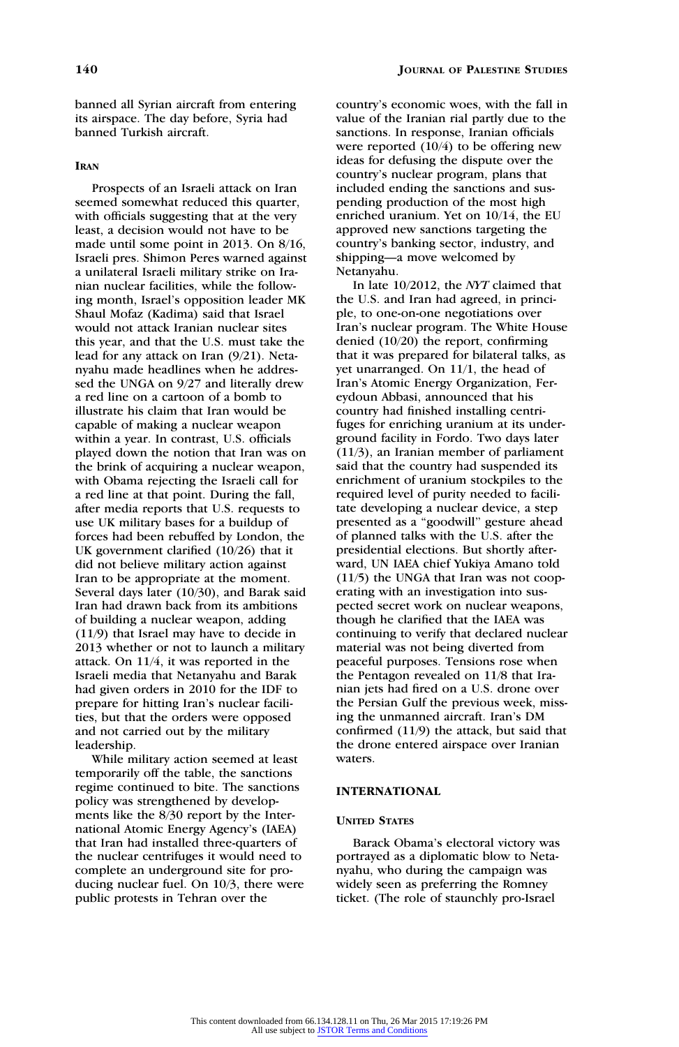banned all Syrian aircraft from entering its airspace. The day before, Syria had banned Turkish aircraft.

### Iran

Prospects of an Israeli attack on Iran seemed somewhat reduced this quarter, with officials suggesting that at the very least, a decision would not have to be made until some point in 2013. On 8/16, Israeli pres. Shimon Peres warned against a unilateral Israeli military strike on Iranian nuclear facilities, while the following month, Israel's opposition leader MK Shaul Mofaz (Kadima) said that Israel would not attack Iranian nuclear sites this year, and that the U.S. must take the lead for any attack on Iran (9/21). Netanyahu made headlines when he addressed the UNGA on 9/27 and literally drew a red line on a cartoon of a bomb to illustrate his claim that Iran would be capable of making a nuclear weapon within a year. In contrast, U.S. officials played down the notion that Iran was on the brink of acquiring a nuclear weapon, with Obama rejecting the Israeli call for a red line at that point. During the fall, after media reports that U.S. requests to use UK military bases for a buildup of forces had been rebuffed by London, the UK government clarified (10/26) that it did not believe military action against Iran to be appropriate at the moment. Several days later (10/30), and Barak said Iran had drawn back from its ambitions of building a nuclear weapon, adding (11/9) that Israel may have to decide in 2013 whether or not to launch a military attack. On 11/4, it was reported in the Israeli media that Netanyahu and Barak had given orders in 2010 for the IDF to prepare for hitting Iran's nuclear facilities, but that the orders were opposed and not carried out by the military leadership.

While military action seemed at least temporarily off the table, the sanctions regime continued to bite. The sanctions policy was strengthened by developments like the 8/30 report by the International Atomic Energy Agency's (IAEA) that Iran had installed three-quarters of the nuclear centrifuges it would need to complete an underground site for producing nuclear fuel. On 10/3, there were public protests in Tehran over the country's economic woes, with the fall in value of the Iranian rial partly due to the sanctions. In response, Iranian officials were reported (10/4) to be offering new ideas for defusing the dispute over the country's nuclear program, plans that included ending the sanctions and suspending production of the most high enriched uranium. Yet on 10/14, the EU approved new sanctions targeting the country's banking sector, industry, and shipping—a move welcomed by Netanyahu.

In late 10/2012, the *NYT* claimed that the U.S. and Iran had agreed, in principle, to one-on-one negotiations over Iran's nuclear program. The White House denied (10/20) the report, confirming that it was prepared for bilateral talks, as yet unarranged. On 11/1, the head of Iran's Atomic Energy Organization, Fereydoun Abbasi, announced that his country had finished installing centrifuges for enriching uranium at its underground facility in Fordo. Two days later (11/3), an Iranian member of parliament said that the country had suspended its enrichment of uranium stockpiles to the required level of purity needed to facilitate developing a nuclear device, a step presented as a "goodwill" gesture ahead of planned talks with the U.S. after the presidential elections. But shortly afterward, UN IAEA chief Yukiya Amano told (11/5) the UNGA that Iran was not cooperating with an investigation into suspected secret work on nuclear weapons, though he clarified that the IAEA was continuing to verify that declared nuclear material was not being diverted from peaceful purposes. Tensions rose when the Pentagon revealed on 11/8 that Iranian jets had fired on a U.S. drone over the Persian Gulf the previous week, missing the unmanned aircraft. Iran's DM confirmed (11/9) the attack, but said that the drone entered airspace over Iranian waters.

## INTERNATIONAL

### United States

Barack Obama's electoral victory was portrayed as a diplomatic blow to Netanyahu, who during the campaign was widely seen as preferring the Romney ticket. (The role of staunchly pro-Israel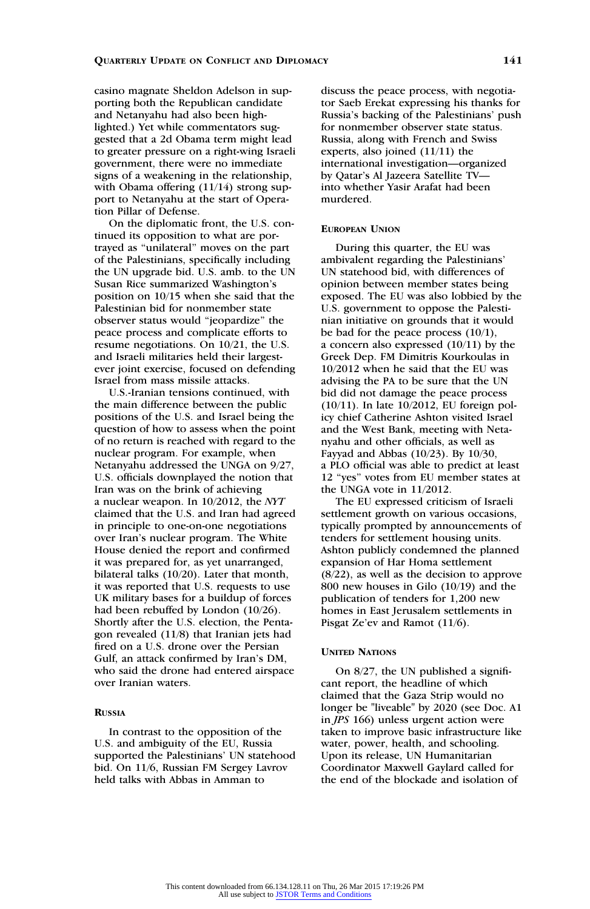casino magnate Sheldon Adelson in supporting both the Republican candidate and Netanyahu had also been highlighted.) Yet while commentators suggested that a 2d Obama term might lead to greater pressure on a right-wing Israeli government, there were no immediate signs of a weakening in the relationship, with Obama offering (11/14) strong support to Netanyahu at the start of Operation Pillar of Defense.

On the diplomatic front, the U.S. continued its opposition to what are portrayed as "unilateral" moves on the part of the Palestinians, specifically including the UN upgrade bid. U.S. amb. to the UN Susan Rice summarized Washington's position on 10/15 when she said that the Palestinian bid for nonmember state observer status would "jeopardize" the peace process and complicate efforts to resume negotiations. On 10/21, the U.S. and Israeli militaries held their largest-ever joint exercise, focused on defending Israel from mass missile attacks.

U.S.-Iranian tensions continued, with the main difference between the public positions of the U.S. and Israel being the question of how to assess when the point of no return is reached with regard to the nuclear program. For example, when Netanyahu addressed the UNGA on 9/27, U.S. officials downplayed the notion that Iran was on the brink of achieving a nuclear weapon. In 10/2012, the *NYT* claimed that the U.S. and Iran had agreed in principle to one-on-one negotiations over Iran's nuclear program. The White House denied the report and confirmed it was prepared for, as yet unarranged, bilateral talks (10/20). Later that month, it was reported that U.S. requests to use UK military bases for a buildup of forces had been rebuffed by London (10/26). Shortly after the U.S. election, the Pentagon revealed (11/8) that Iranian jets had fired on a U.S. drone over the Persian Gulf, an attack confirmed by Iran's DM, who said the drone had entered airspace over Iranian waters.

### Russia

In contrast to the opposition of the U.S. and ambiguity of the EU, Russia supported the Palestinians' UN statehood bid. On 11/6, Russian FM Sergey Lavrov held talks with Abbas in Amman to discuss the peace process, with negotiator Saeb Erekat expressing his thanks for Russia's backing of the Palestinians' push for nonmember observer state status. Russia, along with French and Swiss experts, also joined (11/11) the international investigation—organized by Qatar's Al Jazeera Satellite TV—into whether Yasir Arafat had been murdered.

### European Union

During this quarter, the EU was ambivalent regarding the Palestinians' UN statehood bid, with differences of opinion between member states being exposed. The EU was also lobbied by the U.S. government to oppose the Palestinian initiative on grounds that it would be bad for the peace process (10/1), a concern also expressed (10/11) by the Greek Dep. FM Dimitris Kourkoulas in 10/2012 when he said that the EU was advising the PA to be sure that the UN bid did not damage the peace process (10/11). In late 10/2012, EU foreign policy chief Catherine Ashton visited Israel and the West Bank, meeting with Netanyahu and other officials, as well as Fayyad and Abbas (10/23). By 10/30, a PLO official was able to predict at least 12 "yes" votes from EU member states at the UNGA vote in 11/2012.

The EU expressed criticism of Israeli settlement growth on various occasions, typically prompted by announcements of tenders for settlement housing units. Ashton publicly condemned the planned expansion of Har Homa settlement (8/22), as well as the decision to approve 800 new houses in Gilo (10/19) and the publication of tenders for 1,200 new homes in East Jerusalem settlements in Pisgat Ze'ev and Ramot (11/6).

### United Nations

On 8/27, the UN published a significant report, the headline of which claimed that the Gaza Strip would no longer be "liveable" by 2020 (see Doc. A1 in *JPS* 166) unless urgent action were taken to improve basic infrastructure like water, power, health, and schooling. Upon its release, UN Humanitarian Coordinator Maxwell Gaylard called for the end of the blockade and isolation of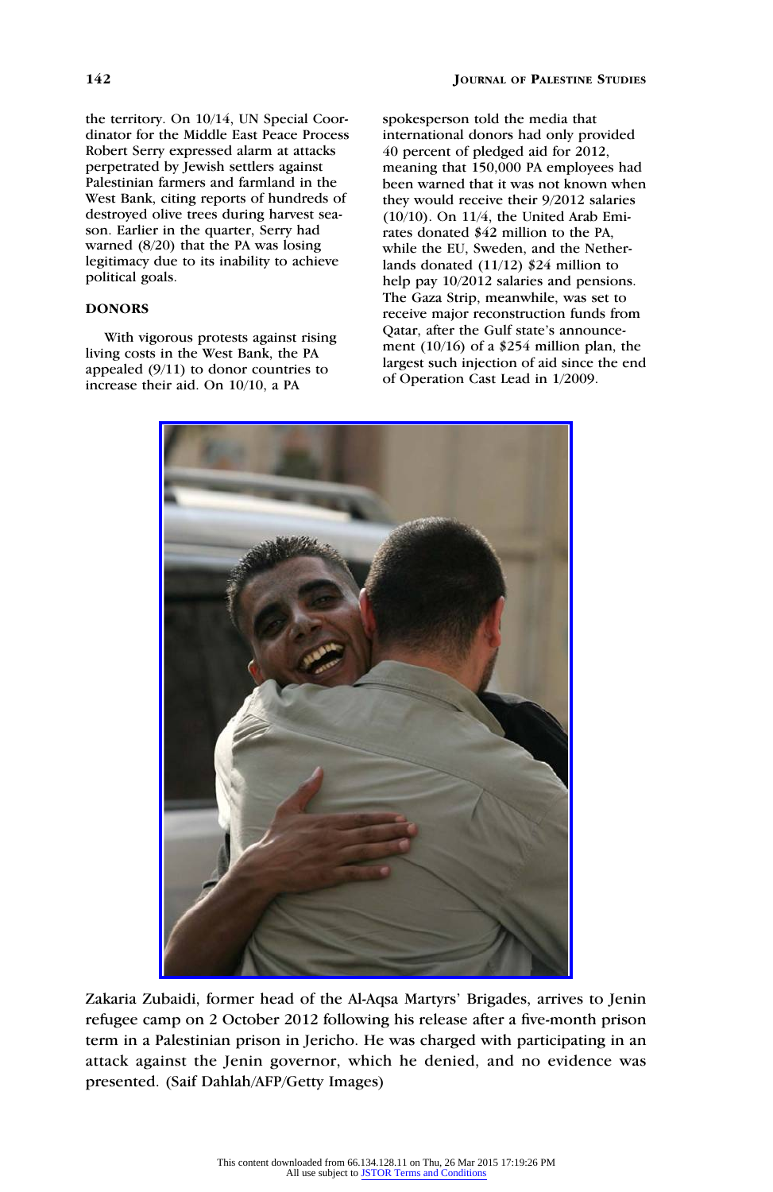the territory. On 10/14, UN Special Coordinator for the Middle East Peace Process Robert Serry expressed alarm at attacks perpetrated by Jewish settlers against Palestinian farmers and farmland in the West Bank, citing reports of hundreds of destroyed olive trees during harvest season. Earlier in the quarter, Serry had warned (8/20) that the PA was losing legitimacy due to its inability to achieve political goals.

### DONORS

With vigorous protests against rising living costs in the West Bank, the PA appealed (9/11) to donor countries to increase their aid. On 10/10, a PA spokesperson told the media that international donors had only provided 40 percent of pledged aid for 2012, meaning that 150,000 PA employees had been warned that it was not known when they would receive their 9/2012 salaries (10/10). On 11/4, the United Arab Emirates donated $42 million to the PA, while the EU, Sweden, and the Netherlands donated (11/12) $24 million to help pay 10/2012 salaries and pensions. The Gaza Strip, meanwhile, was set to receive major reconstruction funds from Qatar, after the Gulf state's announcement (10/16) of a $254 million plan, the largest such injection of aid since the end of Operation Cast Lead in 1/2009.

Zakaria Zubaidi, former head of the Al-Aqsa Martyrs' Brigades, arrives to Jenin refugee camp on 2 October 2012 following his release after a five-month prison term in a Palestinian prison in Jericho. He was charged with participating in an attack against the Jenin governor, which he denied, and no evidence was presented. (Saif Dahlah/AFP/Getty Images)